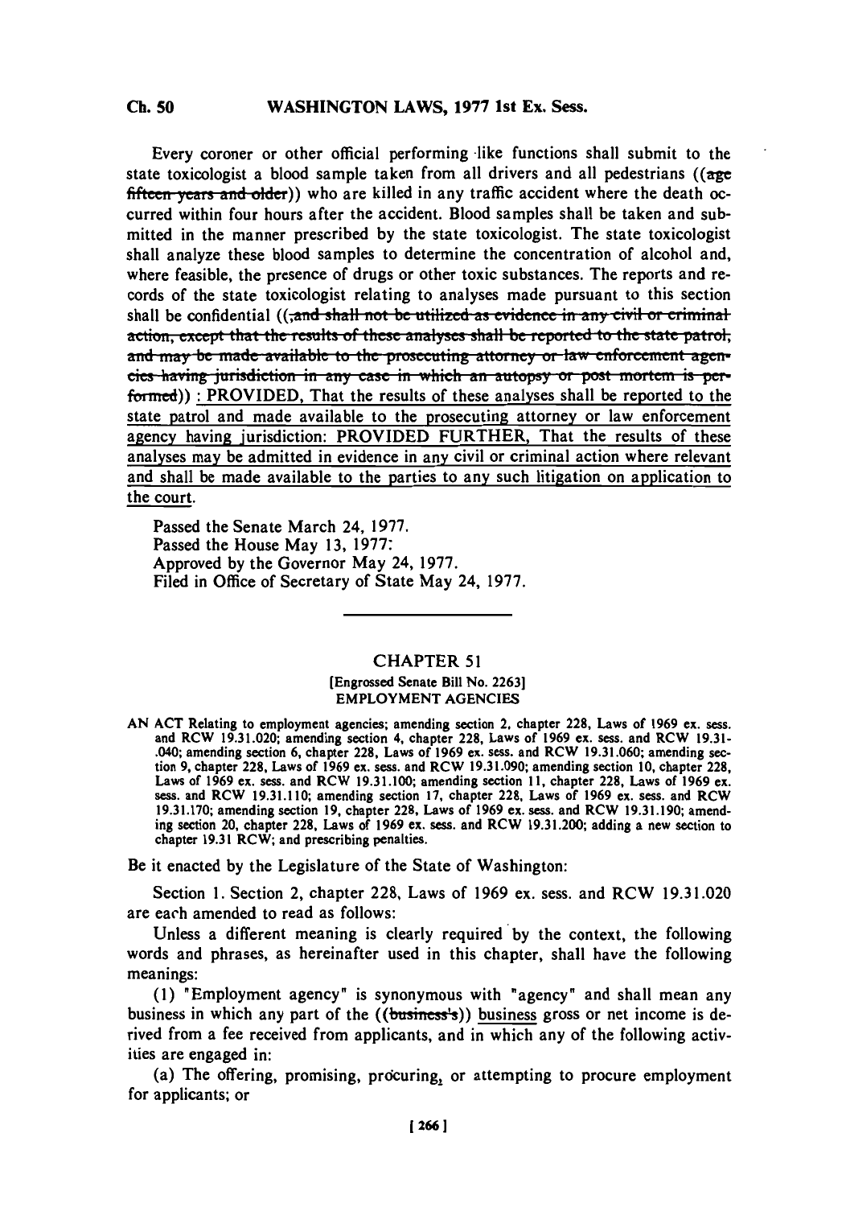Every coroner or other official performing like functions shall submit to the state toxicologist a blood sample taken from all drivers and all pedestrians ((~~age fifteen years and older~~)) who are killed in any traffic accident where the death occurred within four hours after the accident. Blood samples shall be taken and submitted in the manner prescribed by the state toxicologist. The state toxicologist shall analyze these blood samples to determine the concentration of alcohol and, where feasible, the presence of drugs or other toxic substances. The reports and records of the state toxicologist relating to analyses made pursuant to this section shall be confidential ((~~, and shall not be utilized as evidence in any civil or criminal action, except that the results of these analyses shall be reported to the state patrol, and may be made available to the prosecuting attorney or law enforcement agencies having jurisdiction in any case in which an autopsy or post mortem is performed~~)) : PROVIDED, That the results of these analyses shall be reported to the state patrol and made available to the prosecuting attorney or law enforcement agency having jurisdiction: PROVIDED FURTHER, That the results of these analyses may be admitted in evidence in any civil or criminal action where relevant and shall be made available to the parties to any such litigation on application to the court.

Passed the Senate March 24, 1977.
Passed the House May 13, 1977.
Approved by the Governor May 24, 1977.
Filed in Office of Secretary of State May 24, 1977.

---

## CHAPTER 51

[Engrossed Senate Bill No. 2263]

EMPLOYMENT AGENCIES

AN ACT Relating to employment agencies; amending section 2, chapter 228, Laws of 1969 ex. sess. and RCW 19.31.020; amending section 4, chapter 228, Laws of 1969 ex. sess. and RCW 19.31.040; amending section 6, chapter 228, Laws of 1969 ex. sess. and RCW 19.31.060; amending section 9, chapter 228, Laws of 1969 ex. sess. and RCW 19.31.090; amending section 10, chapter 228, Laws of 1969 ex. sess. and RCW 19.31.100; amending section 11, chapter 228, Laws of 1969 ex. sess. and RCW 19.31.110; amending section 17, chapter 228, Laws of 1969 ex. sess. and RCW 19.31.170; amending section 19, chapter 228, Laws of 1969 ex. sess. and RCW 19.31.190; amending section 20, chapter 228, Laws of 1969 ex. sess. and RCW 19.31.200; adding a new section to chapter 19.31 RCW; and prescribing penalties.

Be it enacted by the Legislature of the State of Washington:

Section 1. Section 2, chapter 228, Laws of 1969 ex. sess. and RCW 19.31.020 are each amended to read as follows:

Unless a different meaning is clearly required by the context, the following words and phrases, as hereinafter used in this chapter, shall have the following meanings:

(1) "Employment agency" is synonymous with "agency" and shall mean any business in which any part of the ((~~business's~~)) business gross or net income is derived from a fee received from applicants, and in which any of the following activities are engaged in:

(a) The offering, promising, procuring, or attempting to procure employment for applicants; or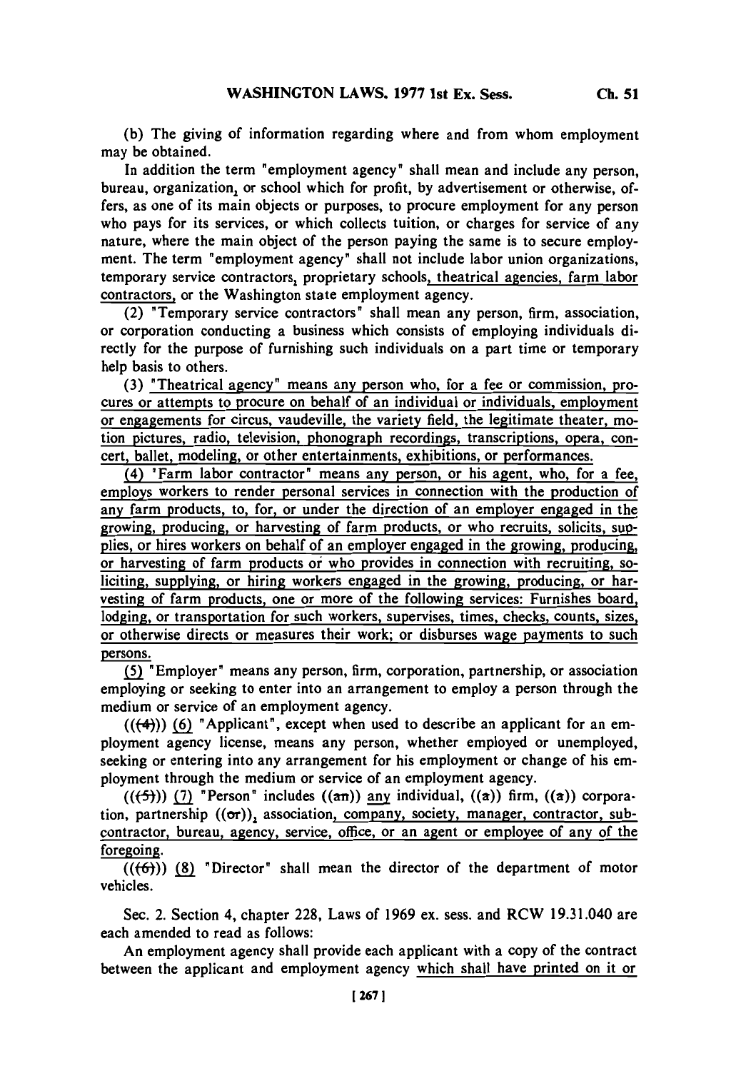(b) The giving of information regarding where and from whom employment may be obtained.

In addition the term "employment agency" shall mean and include any person, bureau, organization, or school which for profit, by advertisement or otherwise, offers, as one of its main objects or purposes, to procure employment for any person who pays for its services, or which collects tuition, or charges for service of any nature, where the main object of the person paying the same is to secure employment. The term "employment agency" shall not include labor union organizations, temporary service contractors, proprietary schools, theatrical agencies, farm labor contractors, or the Washington state employment agency.

(2) "Temporary service contractors" shall mean any person, firm, association, or corporation conducting a business which consists of employing individuals directly for the purpose of furnishing such individuals on a part time or temporary help basis to others.

(3) "Theatrical agency" means any person who, for a fee or commission, procures or attempts to procure on behalf of an individual or individuals, employment or engagements for circus, vaudeville, the variety field, the legitimate theater, motion pictures, radio, television, phonograph recordings, transcriptions, opera, concert, ballet, modeling, or other entertainments, exhibitions, or performances.

(4) "Farm labor contractor" means any person, or his agent, who, for a fee, employs workers to render personal services in connection with the production of any farm products, to, for, or under the direction of an employer engaged in the growing, producing, or harvesting of farm products, or who recruits, solicits, supplies, or hires workers on behalf of an employer engaged in the growing, producing, or harvesting of farm products or who provides in connection with recruiting, soliciting, supplying, or hiring workers engaged in the growing, producing, or harvesting of farm products, one or more of the following services: Furnishes board, lodging, or transportation for such workers, supervises, times, checks, counts, sizes, or otherwise directs or measures their work; or disburses wage payments to such persons.

(5) "Employer" means any person, firm, corporation, partnership, or association employing or seeking to enter into an arrangement to employ a person through the medium or service of an employment agency.

(((4))) (6) "Applicant", except when used to describe an applicant for an employment agency license, means any person, whether employed or unemployed, seeking or entering into any arrangement for his employment or change of his employment through the medium or service of an employment agency.

(((5))) (7) "Person" includes ((an)) any individual, ((a)) firm, ((a)) corporation, partnership ((or)), association, company, society, manager, contractor, subcontractor, bureau, agency, service, office, or an agent or employee of any of the foregoing.

(((6))) (8) "Director" shall mean the director of the department of motor vehicles.

Sec. 2. Section 4, chapter 228, Laws of 1969 ex. sess. and RCW 19.31.040 are each amended to read as follows:

An employment agency shall provide each applicant with a copy of the contract between the applicant and employment agency which shall have printed on it or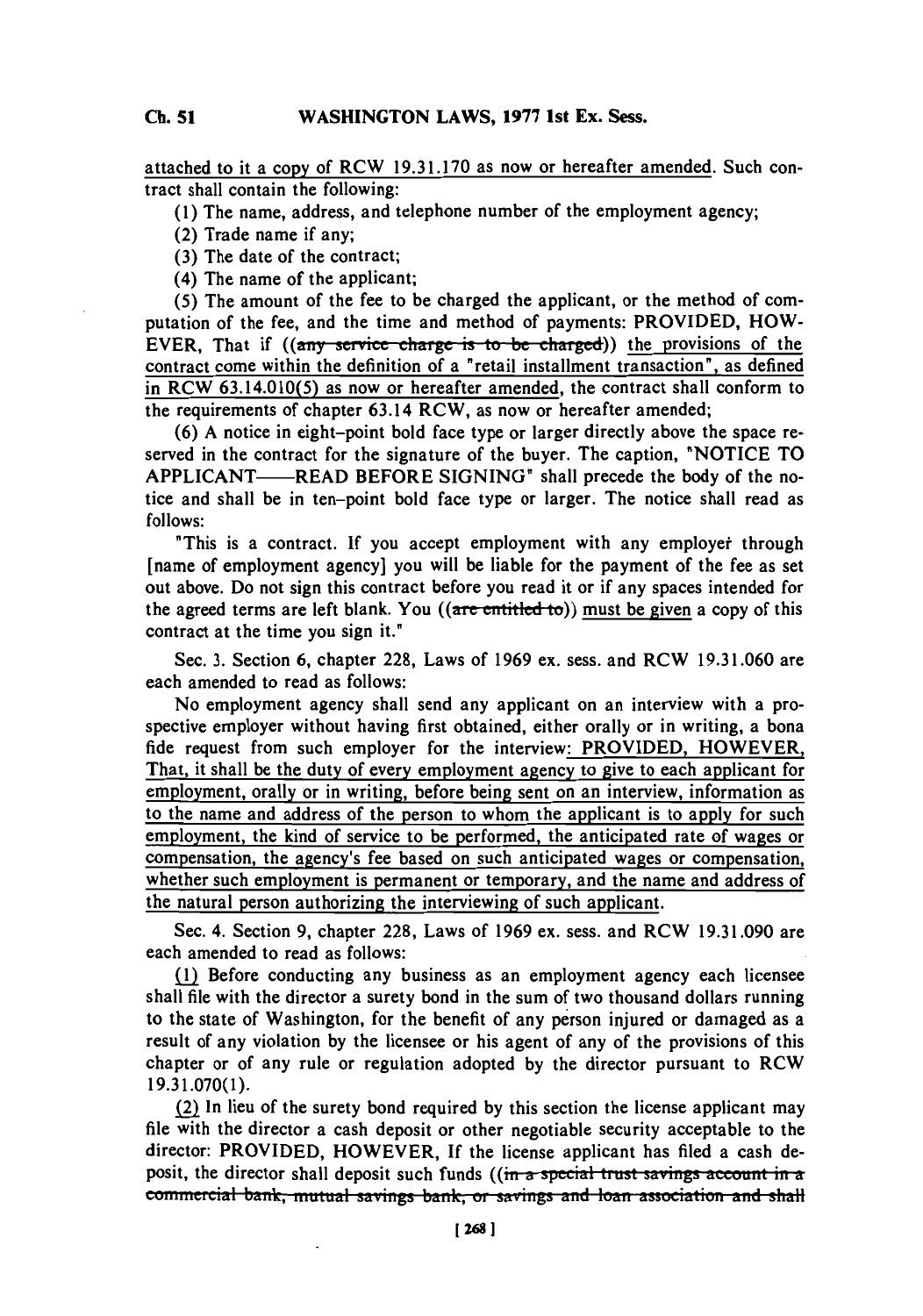attached to it a copy of RCW 19.31.170 as now or hereafter amended. Such contract shall contain the following:

(1) The name, address, and telephone number of the employment agency;

(2) Trade name if any;

(3) The date of the contract;

(4) The name of the applicant;

(5) The amount of the fee to be charged the applicant, or the method of computation of the fee, and the time and method of payments: PROVIDED, HOWEVER, That if ((~~any service charge is to be charged~~)) the provisions of the contract come within the definition of a "retail installment transaction", as defined in RCW 63.14.010(5) as now or hereafter amended, the contract shall conform to the requirements of chapter 63.14 RCW, as now or hereafter amended;

(6) A notice in eight-point bold face type or larger directly above the space reserved in the contract for the signature of the buyer. The caption, "NOTICE TO APPLICANT——READ BEFORE SIGNING" shall precede the body of the notice and shall be in ten-point bold face type or larger. The notice shall read as follows:

"This is a contract. If you accept employment with any employer through [name of employment agency] you will be liable for the payment of the fee as set out above. Do not sign this contract before you read it or if any spaces intended for the agreed terms are left blank. You ((~~are entitled to~~)) must be given a copy of this contract at the time you sign it."

Sec. 3. Section 6, chapter 228, Laws of 1969 ex. sess. and RCW 19.31.060 are each amended to read as follows:

No employment agency shall send any applicant on an interview with a prospective employer without having first obtained, either orally or in writing, a bona fide request from such employer for the interview: PROVIDED, HOWEVER, That, it shall be the duty of every employment agency to give to each applicant for employment, orally or in writing, before being sent on an interview, information as to the name and address of the person to whom the applicant is to apply for such employment, the kind of service to be performed, the anticipated rate of wages or compensation, the agency's fee based on such anticipated wages or compensation, whether such employment is permanent or temporary, and the name and address of the natural person authorizing the interviewing of such applicant.

Sec. 4. Section 9, chapter 228, Laws of 1969 ex. sess. and RCW 19.31.090 are each amended to read as follows:

(1) Before conducting any business as an employment agency each licensee shall file with the director a surety bond in the sum of two thousand dollars running to the state of Washington, for the benefit of any person injured or damaged as a result of any violation by the licensee or his agent of any of the provisions of this chapter or of any rule or regulation adopted by the director pursuant to RCW 19.31.070(1).

(2) In lieu of the surety bond required by this section the license applicant may file with the director a cash deposit or other negotiable security acceptable to the director: PROVIDED, HOWEVER, If the license applicant has filed a cash deposit, the director shall deposit such funds ((~~in a special trust savings account in a commercial bank, mutual savings bank, or savings and loan association and shall~~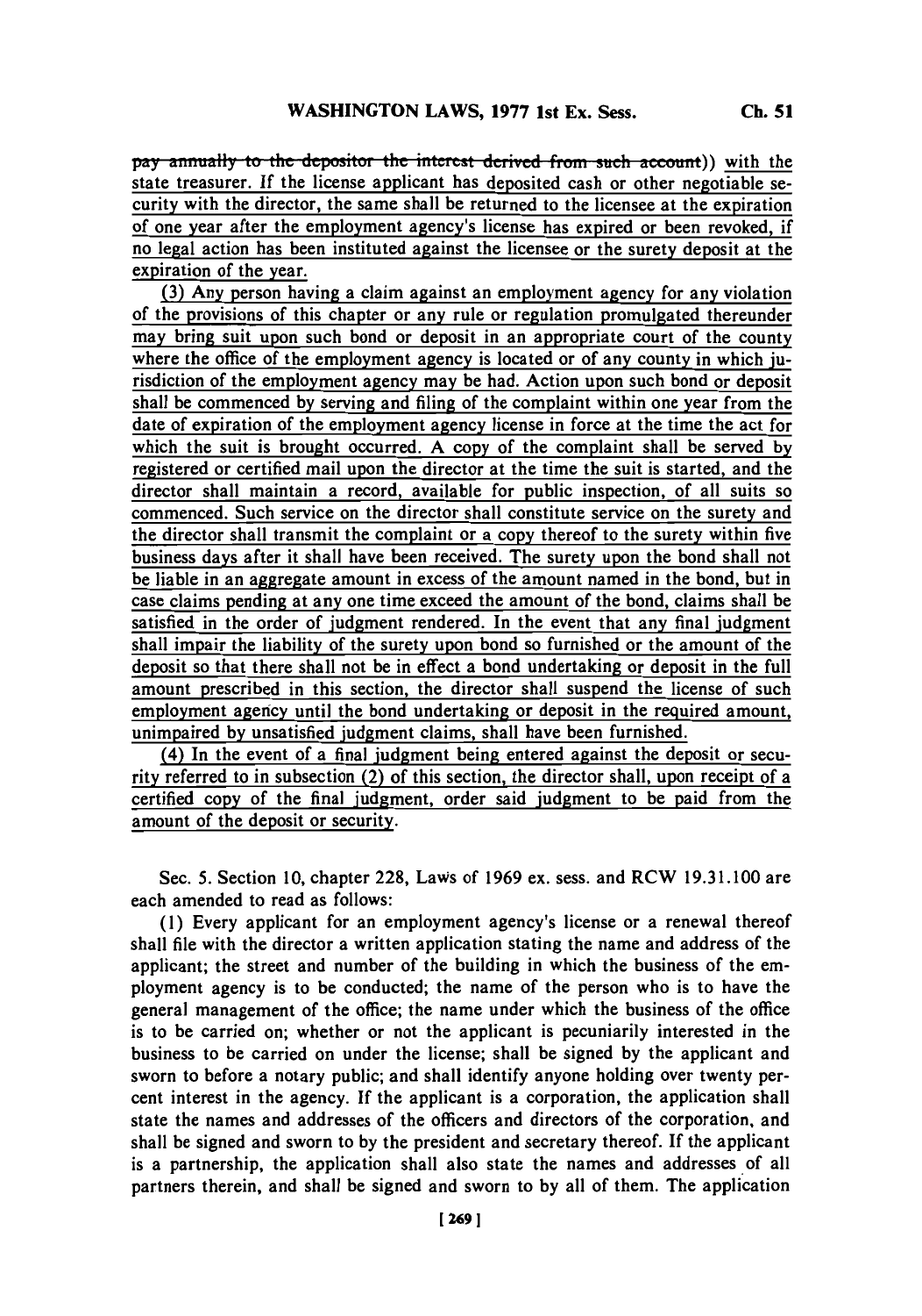~~pay annually to the depositor the interest derived from such account~~)) with the state treasurer. If the license applicant has deposited cash or other negotiable security with the director, the same shall be returned to the licensee at the expiration of one year after the employment agency's license has expired or been revoked, if no legal action has been instituted against the licensee or the surety deposit at the expiration of the year.

(3) Any person having a claim against an employment agency for any violation of the provisions of this chapter or any rule or regulation promulgated thereunder may bring suit upon such bond or deposit in an appropriate court of the county where the office of the employment agency is located or of any county in which jurisdiction of the employment agency may be had. Action upon such bond or deposit shall be commenced by serving and filing of the complaint within one year from the date of expiration of the employment agency license in force at the time the act for which the suit is brought occurred. A copy of the complaint shall be served by registered or certified mail upon the director at the time the suit is started, and the director shall maintain a record, available for public inspection, of all suits so commenced. Such service on the director shall constitute service on the surety and the director shall transmit the complaint or a copy thereof to the surety within five business days after it shall have been received. The surety upon the bond shall not be liable in an aggregate amount in excess of the amount named in the bond, but in case claims pending at any one time exceed the amount of the bond, claims shall be satisfied in the order of judgment rendered. In the event that any final judgment shall impair the liability of the surety upon bond so furnished or the amount of the deposit so that there shall not be in effect a bond undertaking or deposit in the full amount prescribed in this section, the director shall suspend the license of such employment agency until the bond undertaking or deposit in the required amount, unimpaired by unsatisfied judgment claims, shall have been furnished.

(4) In the event of a final judgment being entered against the deposit or security referred to in subsection (2) of this section, the director shall, upon receipt of a certified copy of the final judgment, order said judgment to be paid from the amount of the deposit or security.

Sec. 5. Section 10, chapter 228, Laws of 1969 ex. sess. and RCW 19.31.100 are each amended to read as follows:

(1) Every applicant for an employment agency's license or a renewal thereof shall file with the director a written application stating the name and address of the applicant; the street and number of the building in which the business of the employment agency is to be conducted; the name of the person who is to have the general management of the office; the name under which the business of the office is to be carried on; whether or not the applicant is pecuniarily interested in the business to be carried on under the license; shall be signed by the applicant and sworn to before a notary public; and shall identify anyone holding over twenty percent interest in the agency. If the applicant is a corporation, the application shall state the names and addresses of the officers and directors of the corporation, and shall be signed and sworn to by the president and secretary thereof. If the applicant is a partnership, the application shall also state the names and addresses of all partners therein, and shall be signed and sworn to by all of them. The application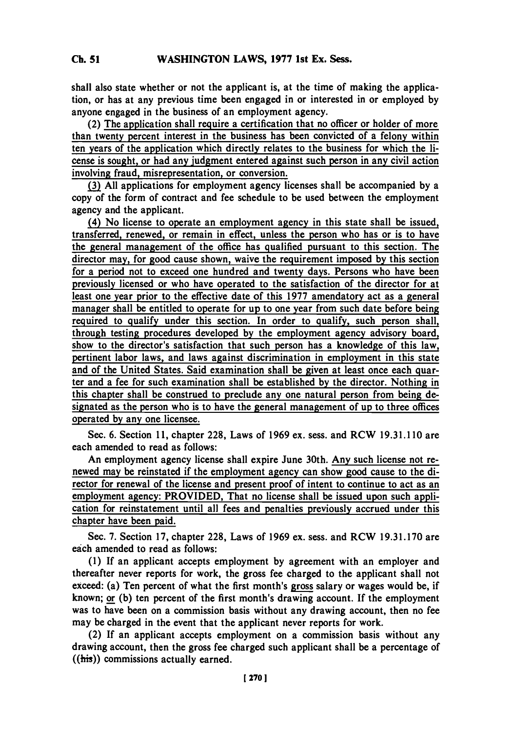shall also state whether or not the applicant is, at the time of making the application, or has at any previous time been engaged in or interested in or employed by anyone engaged in the business of an employment agency.

(2) The application shall require a certification that no officer or holder of more than twenty percent interest in the business has been convicted of a felony within ten years of the application which directly relates to the business for which the license is sought, or had any judgment entered against such person in any civil action involving fraud, misrepresentation, or conversion.

(3) All applications for employment agency licenses shall be accompanied by a copy of the form of contract and fee schedule to be used between the employment agency and the applicant.

(4) No license to operate an employment agency in this state shall be issued, transferred, renewed, or remain in effect, unless the person who has or is to have the general management of the office has qualified pursuant to this section. The director may, for good cause shown, waive the requirement imposed by this section for a period not to exceed one hundred and twenty days. Persons who have been previously licensed or who have operated to the satisfaction of the director for at least one year prior to the effective date of this 1977 amendatory act as a general manager shall be entitled to operate for up to one year from such date before being required to qualify under this section. In order to qualify, such person shall, through testing procedures developed by the employment agency advisory board, show to the director's satisfaction that such person has a knowledge of this law, pertinent labor laws, and laws against discrimination in employment in this state and of the United States. Said examination shall be given at least once each quarter and a fee for such examination shall be established by the director. Nothing in this chapter shall be construed to preclude any one natural person from being designated as the person who is to have the general management of up to three offices operated by any one licensee.

Sec. 6. Section 11, chapter 228, Laws of 1969 ex. sess. and RCW 19.31.110 are each amended to read as follows:

An employment agency license shall expire June 30th. Any such license not renewed may be reinstated if the employment agency can show good cause to the director for renewal of the license and present proof of intent to continue to act as an employment agency: PROVIDED, That no license shall be issued upon such application for reinstatement until all fees and penalties previously accrued under this chapter have been paid.

Sec. 7. Section 17, chapter 228, Laws of 1969 ex. sess. and RCW 19.31.170 are each amended to read as follows:

(1) If an applicant accepts employment by agreement with an employer and thereafter never reports for work, the gross fee charged to the applicant shall not exceed: (a) Ten percent of what the first month's gross salary or wages would be, if known; or (b) ten percent of the first month's drawing account. If the employment was to have been on a commission basis without any drawing account, then no fee may be charged in the event that the applicant never reports for work.

(2) If an applicant accepts employment on a commission basis without any drawing account, then the gross fee charged such applicant shall be a percentage of ((his)) commissions actually earned.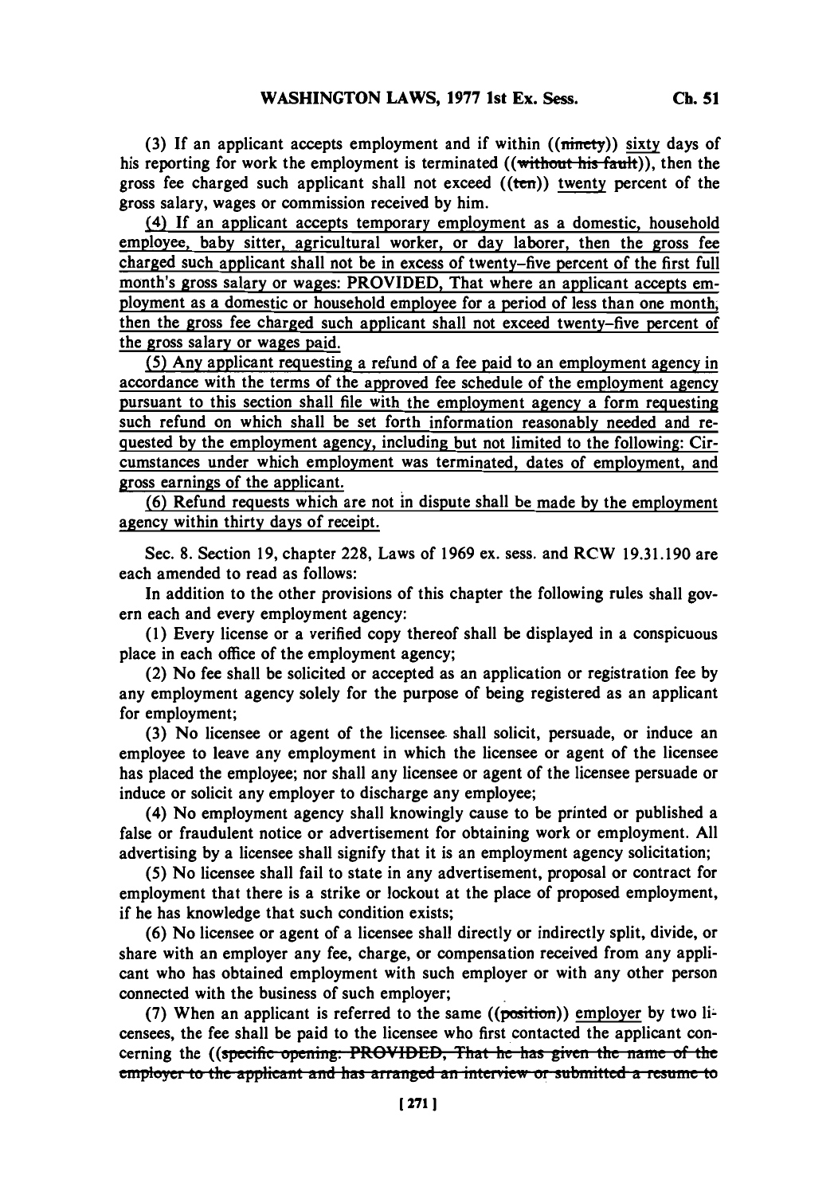(3) If an applicant accepts employment and if within ((~~ninety~~)) sixty days of his reporting for work the employment is terminated ((~~without his fault~~)), then the gross fee charged such applicant shall not exceed ((~~ten~~)) twenty percent of the gross salary, wages or commission received by him.

(4) If an applicant accepts temporary employment as a domestic, household employee, baby sitter, agricultural worker, or day laborer, then the gross fee charged such applicant shall not be in excess of twenty-five percent of the first full month's gross salary or wages: PROVIDED, That where an applicant accepts employment as a domestic or household employee for a period of less than one month, then the gross fee charged such applicant shall not exceed twenty-five percent of the gross salary or wages paid.

(5) Any applicant requesting a refund of a fee paid to an employment agency in accordance with the terms of the approved fee schedule of the employment agency pursuant to this section shall file with the employment agency a form requesting such refund on which shall be set forth information reasonably needed and requested by the employment agency, including but not limited to the following: Circumstances under which employment was terminated, dates of employment, and gross earnings of the applicant.

(6) Refund requests which are not in dispute shall be made by the employment agency within thirty days of receipt.

Sec. 8. Section 19, chapter 228, Laws of 1969 ex. sess. and RCW 19.31.190 are each amended to read as follows:

In addition to the other provisions of this chapter the following rules shall govern each and every employment agency:

(1) Every license or a verified copy thereof shall be displayed in a conspicuous place in each office of the employment agency;

(2) No fee shall be solicited or accepted as an application or registration fee by any employment agency solely for the purpose of being registered as an applicant for employment;

(3) No licensee or agent of the licensee shall solicit, persuade, or induce an employee to leave any employment in which the licensee or agent of the licensee has placed the employee; nor shall any licensee or agent of the licensee persuade or induce or solicit any employer to discharge any employee;

(4) No employment agency shall knowingly cause to be printed or published a false or fraudulent notice or advertisement for obtaining work or employment. All advertising by a licensee shall signify that it is an employment agency solicitation;

(5) No licensee shall fail to state in any advertisement, proposal or contract for employment that there is a strike or lockout at the place of proposed employment, if he has knowledge that such condition exists;

(6) No licensee or agent of a licensee shall directly or indirectly split, divide, or share with an employer any fee, charge, or compensation received from any applicant who has obtained employment with such employer or with any other person connected with the business of such employer;

(7) When an applicant is referred to the same ((~~position~~)) employer by two licensees, the fee shall be paid to the licensee who first contacted the applicant concerning the ((~~specific opening: PROVIDED, That he has given the name of the employer to the applicant and has arranged an interview or submitted a resume to~~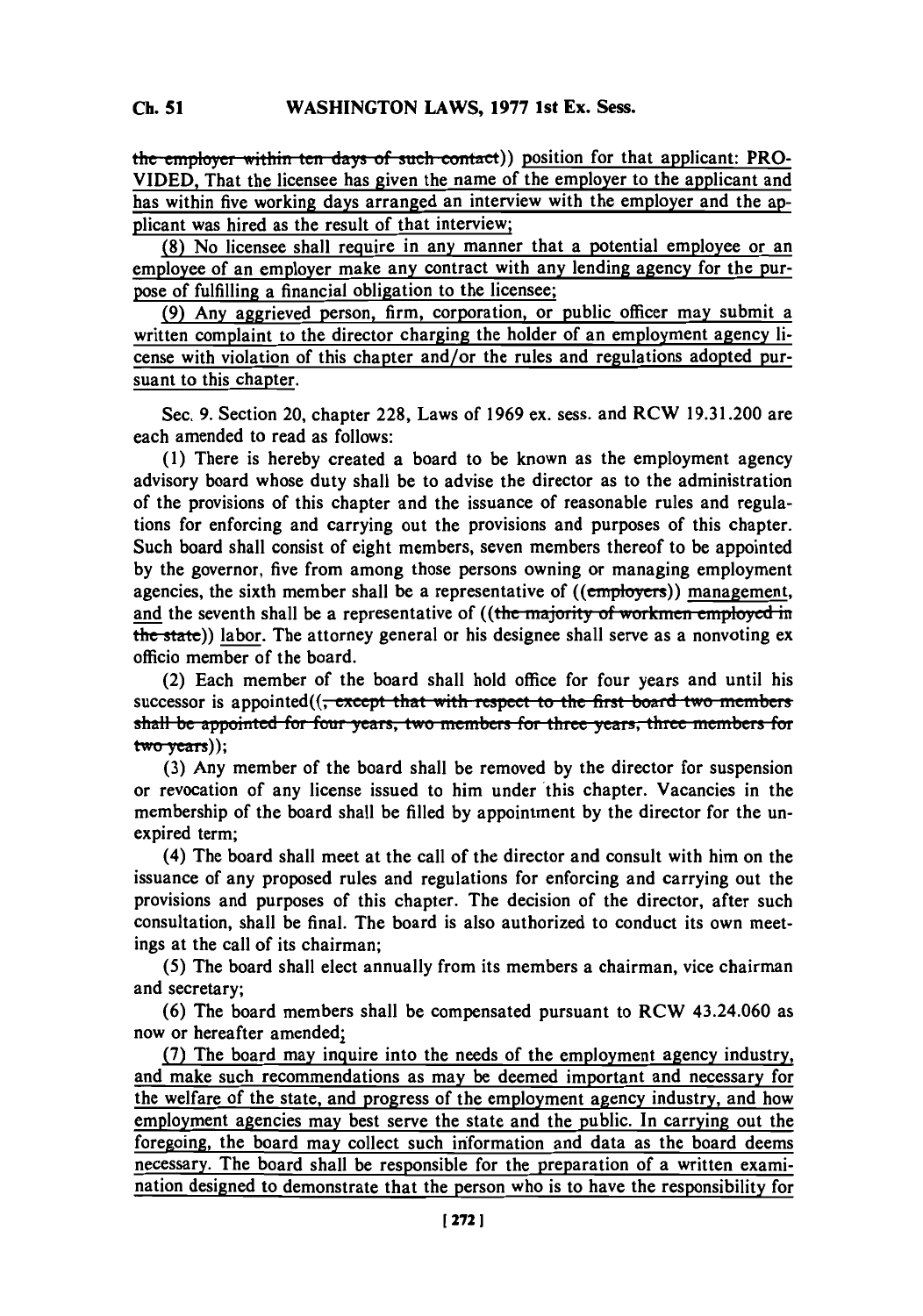the employer within ten days of such contact)) position for that applicant: PROVIDED, That the licensee has given the name of the employer to the applicant and has within five working days arranged an interview with the employer and the applicant was hired as the result of that interview;

(8) No licensee shall require in any manner that a potential employee or an employee of an employer make any contract with any lending agency for the purpose of fulfilling a financial obligation to the licensee;

(9) Any aggrieved person, firm, corporation, or public officer may submit a written complaint to the director charging the holder of an employment agency license with violation of this chapter and/or the rules and regulations adopted pursuant to this chapter.

Sec. 9. Section 20, chapter 228, Laws of 1969 ex. sess. and RCW 19.31.200 are each amended to read as follows:

(1) There is hereby created a board to be known as the employment agency advisory board whose duty shall be to advise the director as to the administration of the provisions of this chapter and the issuance of reasonable rules and regulations for enforcing and carrying out the provisions and purposes of this chapter. Such board shall consist of eight members, seven members thereof to be appointed by the governor, five from among those persons owning or managing employment agencies, the sixth member shall be a representative of ((employers)) management, and the seventh shall be a representative of ((the majority of workmen employed in the state)) labor. The attorney general or his designee shall serve as a nonvoting ex officio member of the board.

(2) Each member of the board shall hold office for four years and until his successor is appointed((, except that with respect to the first board two members shall be appointed for four years, two members for three years, three members for two years));

(3) Any member of the board shall be removed by the director for suspension or revocation of any license issued to him under this chapter. Vacancies in the membership of the board shall be filled by appointment by the director for the unexpired term;

(4) The board shall meet at the call of the director and consult with him on the issuance of any proposed rules and regulations for enforcing and carrying out the provisions and purposes of this chapter. The decision of the director, after such consultation, shall be final. The board is also authorized to conduct its own meetings at the call of its chairman;

(5) The board shall elect annually from its members a chairman, vice chairman and secretary;

(6) The board members shall be compensated pursuant to RCW 43.24.060 as now or hereafter amended;

(7) The board may inquire into the needs of the employment agency industry, and make such recommendations as may be deemed important and necessary for the welfare of the state, and progress of the employment agency industry, and how employment agencies may best serve the state and the public. In carrying out the foregoing, the board may collect such information and data as the board deems necessary. The board shall be responsible for the preparation of a written examination designed to demonstrate that the person who is to have the responsibility for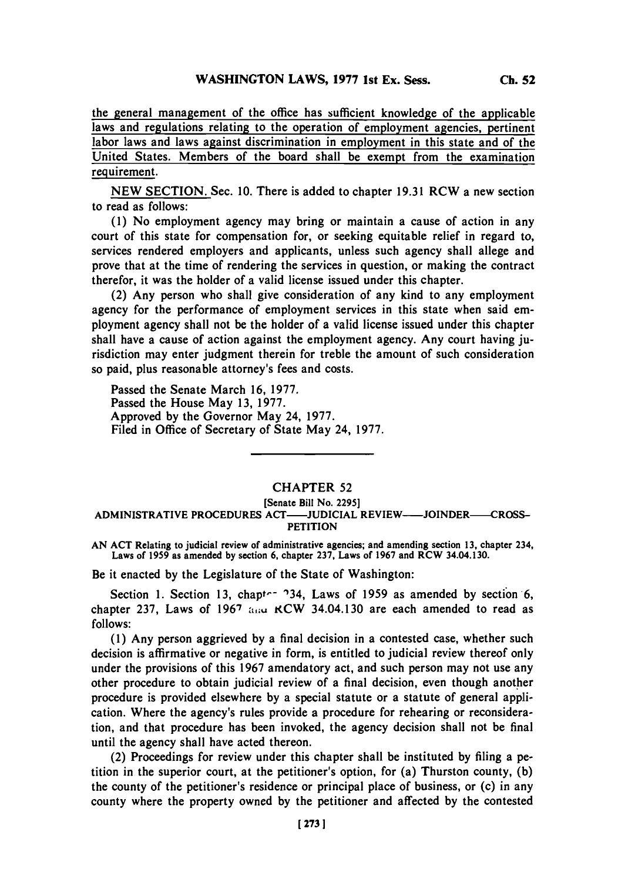the general management of the office has sufficient knowledge of the applicable laws and regulations relating to the operation of employment agencies, pertinent labor laws and laws against discrimination in employment in this state and of the United States. Members of the board shall be exempt from the examination requirement.

NEW SECTION. Sec. 10. There is added to chapter 19.31 RCW a new section to read as follows:

(1) No employment agency may bring or maintain a cause of action in any court of this state for compensation for, or seeking equitable relief in regard to, services rendered employers and applicants, unless such agency shall allege and prove that at the time of rendering the services in question, or making the contract therefor, it was the holder of a valid license issued under this chapter.

(2) Any person who shall give consideration of any kind to any employment agency for the performance of employment services in this state when said employment agency shall not be the holder of a valid license issued under this chapter shall have a cause of action against the employment agency. Any court having jurisdiction may enter judgment therein for treble the amount of such consideration so paid, plus reasonable attorney's fees and costs.

Passed the Senate March 16, 1977.
Passed the House May 13, 1977.
Approved by the Governor May 24, 1977.
Filed in Office of Secretary of State May 24, 1977.

---

## CHAPTER 52

[Senate Bill No. 2295]

ADMINISTRATIVE PROCEDURES ACT——JUDICIAL REVIEW——JOINDER——CROSS-PETITION

AN ACT Relating to judicial review of administrative agencies; and amending section 13, chapter 234, Laws of 1959 as amended by section 6, chapter 237, Laws of 1967 and RCW 34.04.130.

Be it enacted by the Legislature of the State of Washington:

Section 1. Section 13, chapter 234, Laws of 1959 as amended by section 6, chapter 237, Laws of 1967 and RCW 34.04.130 are each amended to read as follows:

(1) Any person aggrieved by a final decision in a contested case, whether such decision is affirmative or negative in form, is entitled to judicial review thereof only under the provisions of this 1967 amendatory act, and such person may not use any other procedure to obtain judicial review of a final decision, even though another procedure is provided elsewhere by a special statute or a statute of general application. Where the agency's rules provide a procedure for rehearing or reconsideration, and that procedure has been invoked, the agency decision shall not be final until the agency shall have acted thereon.

(2) Proceedings for review under this chapter shall be instituted by filing a petition in the superior court, at the petitioner's option, for (a) Thurston county, (b) the county of the petitioner's residence or principal place of business, or (c) in any county where the property owned by the petitioner and affected by the contested